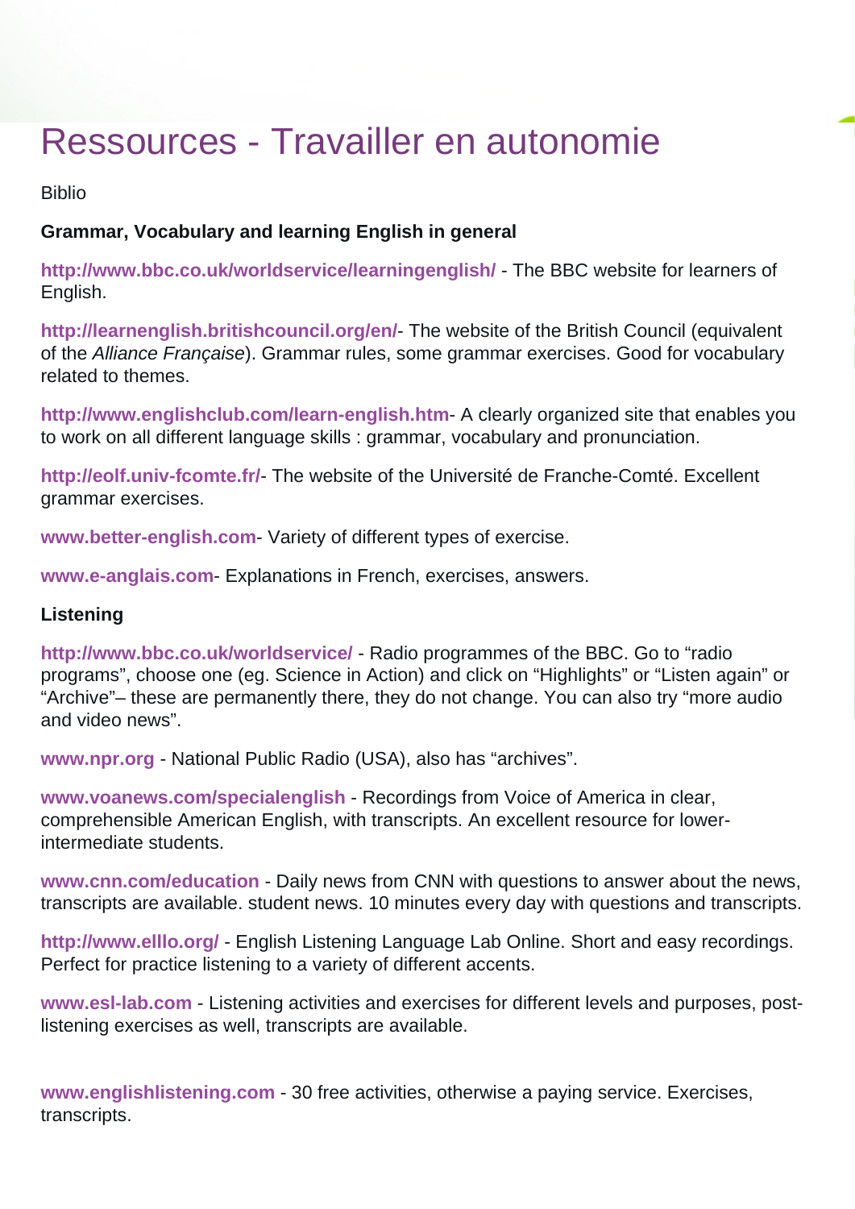# Ressources - Travailler en autonomie

Biblio

**Grammar, Vocabulary and learning English in general**

**http://www.bbc.co.uk/worldservice/learningenglish/** - The BBC website for learners of English.

**http://learnenglish.britishcouncil.org/en/**- The website of the British Council (equivalent of the *Alliance Française*). Grammar rules, some grammar exercises. Good for vocabulary related to themes.

**http://www.englishclub.com/learn-english.htm**- A clearly organized site that enables you to work on all different language skills : grammar, vocabulary and pronunciation.

**http://eolf.univ-fcomte.fr/**- The website of the Université de Franche-Comté. Excellent grammar exercises.

**www.better-english.com**- Variety of different types of exercise.

**www.e-anglais.com**- Explanations in French, exercises, answers.

**Listening**

**http://www.bbc.co.uk/worldservice/** - Radio programmes of the BBC. Go to "radio programs", choose one (eg. Science in Action) and click on "Highlights" or "Listen again" or "Archive"– these are permanently there, they do not change. You can also try "more audio and video news".

**www.npr.org** - National Public Radio (USA), also has "archives".

**www.voanews.com/specialenglish** - Recordings from Voice of America in clear, comprehensible American English, with transcripts. An excellent resource for lower-intermediate students.

**www.cnn.com/education** - Daily news from CNN with questions to answer about the news, transcripts are available. student news. 10 minutes every day with questions and transcripts.

**http://www.elllo.org/** - English Listening Language Lab Online. Short and easy recordings. Perfect for practice listening to a variety of different accents.

**www.esl-lab.com** - Listening activities and exercises for different levels and purposes, post-listening exercises as well, transcripts are available.

**www.englishlistening.com** - 30 free activities, otherwise a paying service. Exercises, transcripts.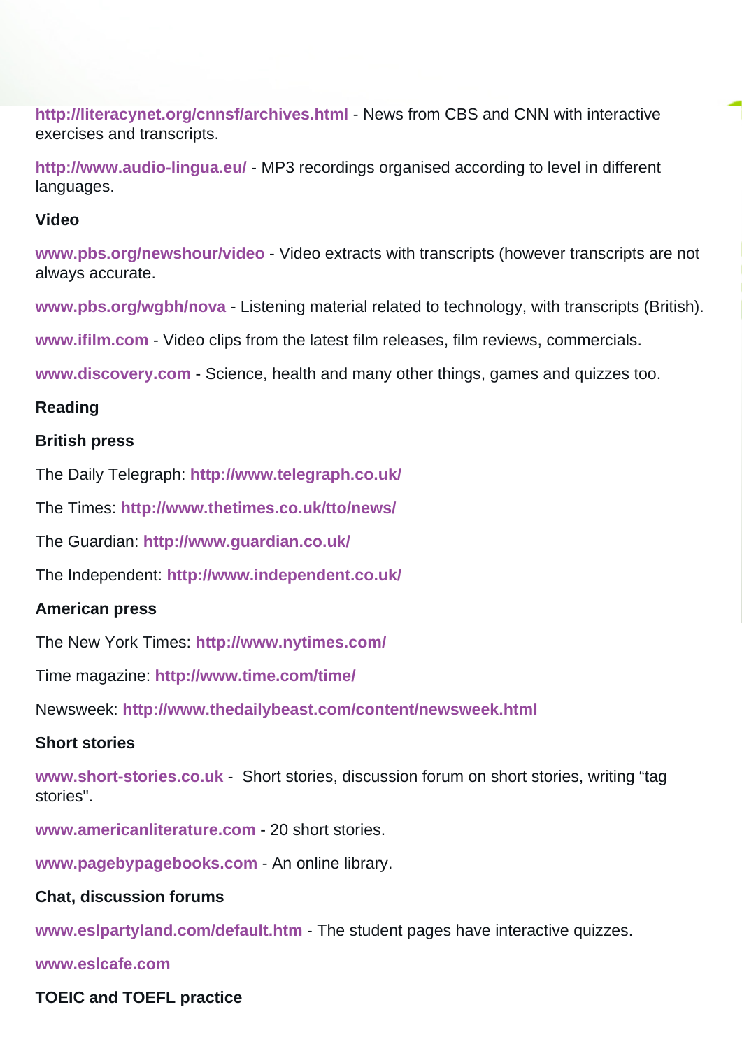**http://literacynet.org/cnnsf/archives.html** - News from CBS and CNN with interactive exercises and transcripts.

**http://www.audio-lingua.eu/** - MP3 recordings organised according to level in different languages.

### Video

**www.pbs.org/newshour/video** - Video extracts with transcripts (however transcripts are not always accurate.

**www.pbs.org/wgbh/nova** - Listening material related to technology, with transcripts (British).

**www.ifilm.com** - Video clips from the latest film releases, film reviews, commercials.

**www.discovery.com** - Science, health and many other things, games and quizzes too.

### Reading

#### British press

The Daily Telegraph: **http://www.telegraph.co.uk/**

The Times: **http://www.thetimes.co.uk/tto/news/**

The Guardian: **http://www.guardian.co.uk/**

The Independent: **http://www.independent.co.uk/**

#### American press

The New York Times: **http://www.nytimes.com/**

Time magazine: **http://www.time.com/time/**

Newsweek: **http://www.thedailybeast.com/content/newsweek.html**

#### Short stories

**www.short-stories.co.uk** - Short stories, discussion forum on short stories, writing "tag stories".

**www.americanliterature.com** - 20 short stories.

**www.pagebypagebooks.com** - An online library.

### Chat, discussion forums

**www.eslpartyland.com/default.htm** - The student pages have interactive quizzes.

**www.eslcafe.com**

### TOEIC and TOEFL practice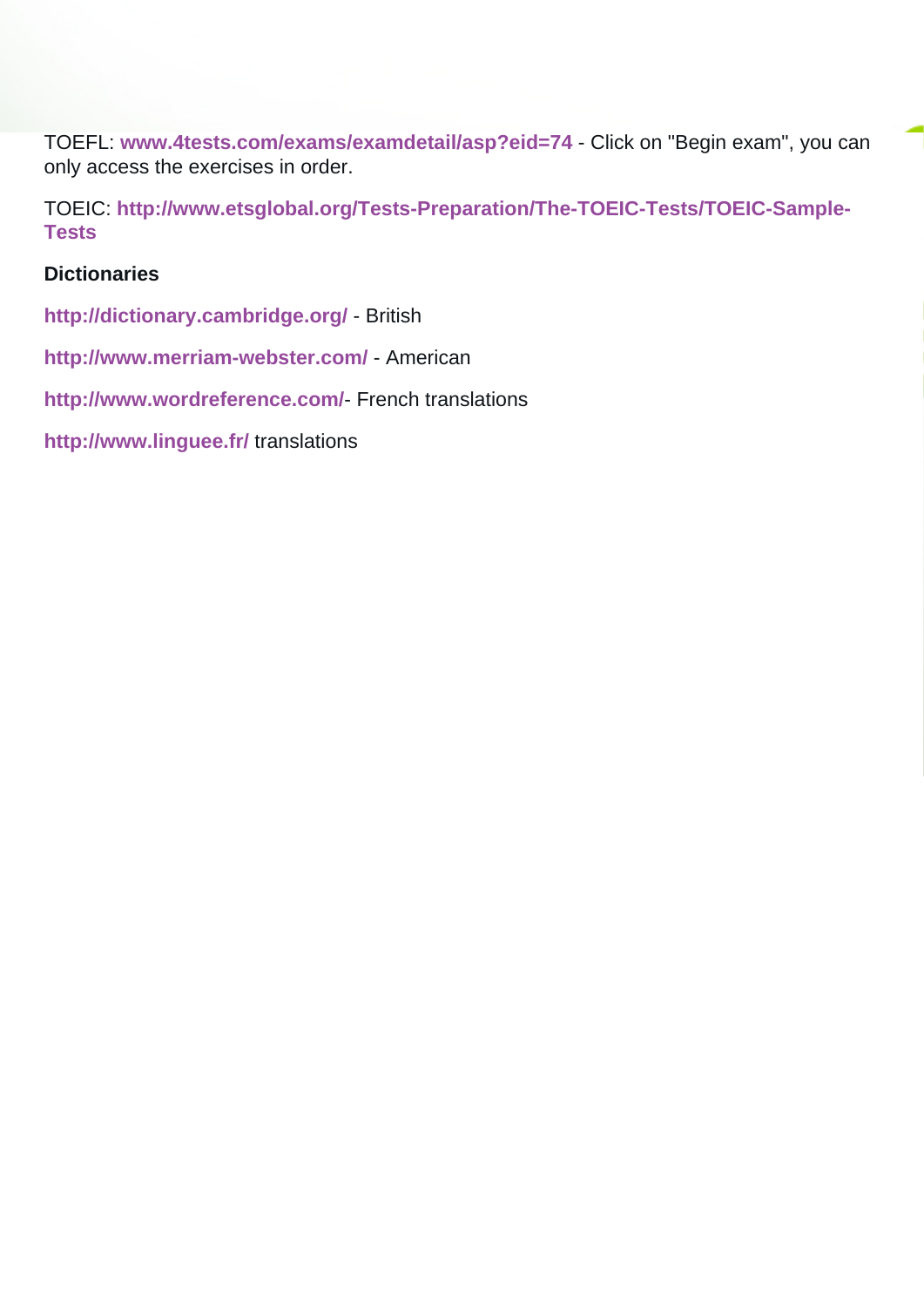TOEFL: **www.4tests.com/exams/examdetail/asp?eid=74** - Click on "Begin exam", you can only access the exercises in order.

TOEIC: **http://www.etsglobal.org/Tests-Preparation/The-TOEIC-Tests/TOEIC-Sample-Tests**

**Dictionaries**

**http://dictionary.cambridge.org/** - British

**http://www.merriam-webster.com/** - American

**http://www.wordreference.com/**- French translations

**http://www.linguee.fr/** translations